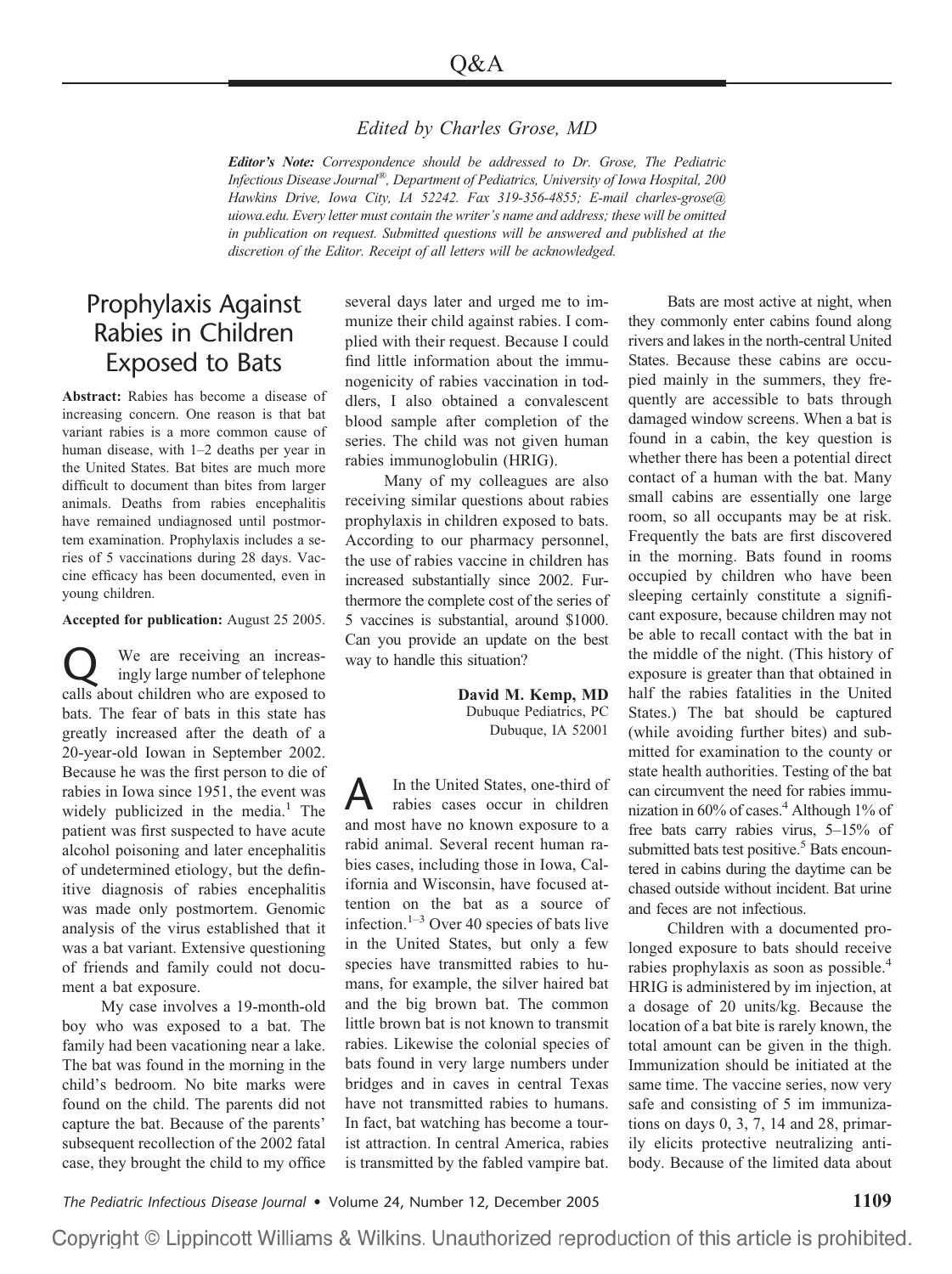# Q&A

*Edited by Charles Grose, MD*

***Editor's Note:** Correspondence should be addressed to Dr. Grose, The Pediatric Infectious Disease Journal®, Department of Pediatrics, University of Iowa Hospital, 200 Hawkins Drive, Iowa City, IA 52242. Fax 319-356-4855; E-mail charles-grose@uiowa.edu. Every letter must contain the writer's name and address; these will be omitted in publication on request. Submitted questions will be answered and published at the discretion of the Editor. Receipt of all letters will be acknowledged.*

## Prophylaxis Against Rabies in Children Exposed to Bats

**Abstract:** Rabies has become a disease of increasing concern. One reason is that bat variant rabies is a more common cause of human disease, with 1–2 deaths per year in the United States. Bat bites are much more difficult to document than bites from larger animals. Deaths from rabies encephalitis have remained undiagnosed until postmortem examination. Prophylaxis includes a series of 5 vaccinations during 28 days. Vaccine efficacy has been documented, even in young children.

**Accepted for publication:** August 25 2005.

**Q** We are receiving an increasingly large number of telephone calls about children who are exposed to bats. The fear of bats in this state has greatly increased after the death of a 20-year-old Iowan in September 2002. Because he was the first person to die of rabies in Iowa since 1951, the event was widely publicized in the media.[1] The patient was first suspected to have acute alcohol poisoning and later encephalitis of undetermined etiology, but the definitive diagnosis of rabies encephalitis was made only postmortem. Genomic analysis of the virus established that it was a bat variant. Extensive questioning of friends and family could not document a bat exposure.

My case involves a 19-month-old boy who was exposed to a bat. The family had been vacationing near a lake. The bat was found in the morning in the child's bedroom. No bite marks were found on the child. The parents did not capture the bat. Because of the parents' subsequent recollection of the 2002 fatal case, they brought the child to my office several days later and urged me to immunize their child against rabies. I complied with their request. Because I could find little information about the immunogenicity of rabies vaccination in toddlers, I also obtained a convalescent blood sample after completion of the series. The child was not given human rabies immunoglobulin (HRIG).

Many of my colleagues are also receiving similar questions about rabies prophylaxis in children exposed to bats. According to our pharmacy personnel, the use of rabies vaccine in children has increased substantially since 2002. Furthermore the complete cost of the series of 5 vaccines is substantial, around $1000. Can you provide an update on the best way to handle this situation?

**David M. Kemp, MD**
Dubuque Pediatrics, PC
Dubuque, IA 52001

**A** In the United States, one-third of rabies cases occur in children and most have no known exposure to a rabid animal. Several recent human rabies cases, including those in Iowa, California and Wisconsin, have focused attention on the bat as a source of infection.[1–3] Over 40 species of bats live in the United States, but only a few species have transmitted rabies to humans, for example, the silver haired bat and the big brown bat. The common little brown bat is not known to transmit rabies. Likewise the colonial species of bats found in very large numbers under bridges and in caves in central Texas have not transmitted rabies to humans. In fact, bat watching has become a tourist attraction. In central America, rabies is transmitted by the fabled vampire bat.

Bats are most active at night, when they commonly enter cabins found along rivers and lakes in the north-central United States. Because these cabins are occupied mainly in the summers, they frequently are accessible to bats through damaged window screens. When a bat is found in a cabin, the key question is whether there has been a potential direct contact of a human with the bat. Many small cabins are essentially one large room, so all occupants may be at risk. Frequently the bats are first discovered in the morning. Bats found in rooms occupied by children who have been sleeping certainly constitute a significant exposure, because children may not be able to recall contact with the bat in the middle of the night. (This history of exposure is greater than that obtained in half the rabies fatalities in the United States.) The bat should be captured (while avoiding further bites) and submitted for examination to the county or state health authorities. Testing of the bat can circumvent the need for rabies immunization in 60% of cases.[4] Although 1% of free bats carry rabies virus, 5–15% of submitted bats test positive.[5] Bats encountered in cabins during the daytime can be chased outside without incident. Bat urine and feces are not infectious.

Children with a documented prolonged exposure to bats should receive rabies prophylaxis as soon as possible.[4] HRIG is administered by im injection, at a dosage of 20 units/kg. Because the location of a bat bite is rarely known, the total amount can be given in the thigh. Immunization should be initiated at the same time. The vaccine series, now very safe and consisting of 5 im immunizations on days 0, 3, 7, 14 and 28, primarily elicits protective neutralizing antibody. Because of the limited data about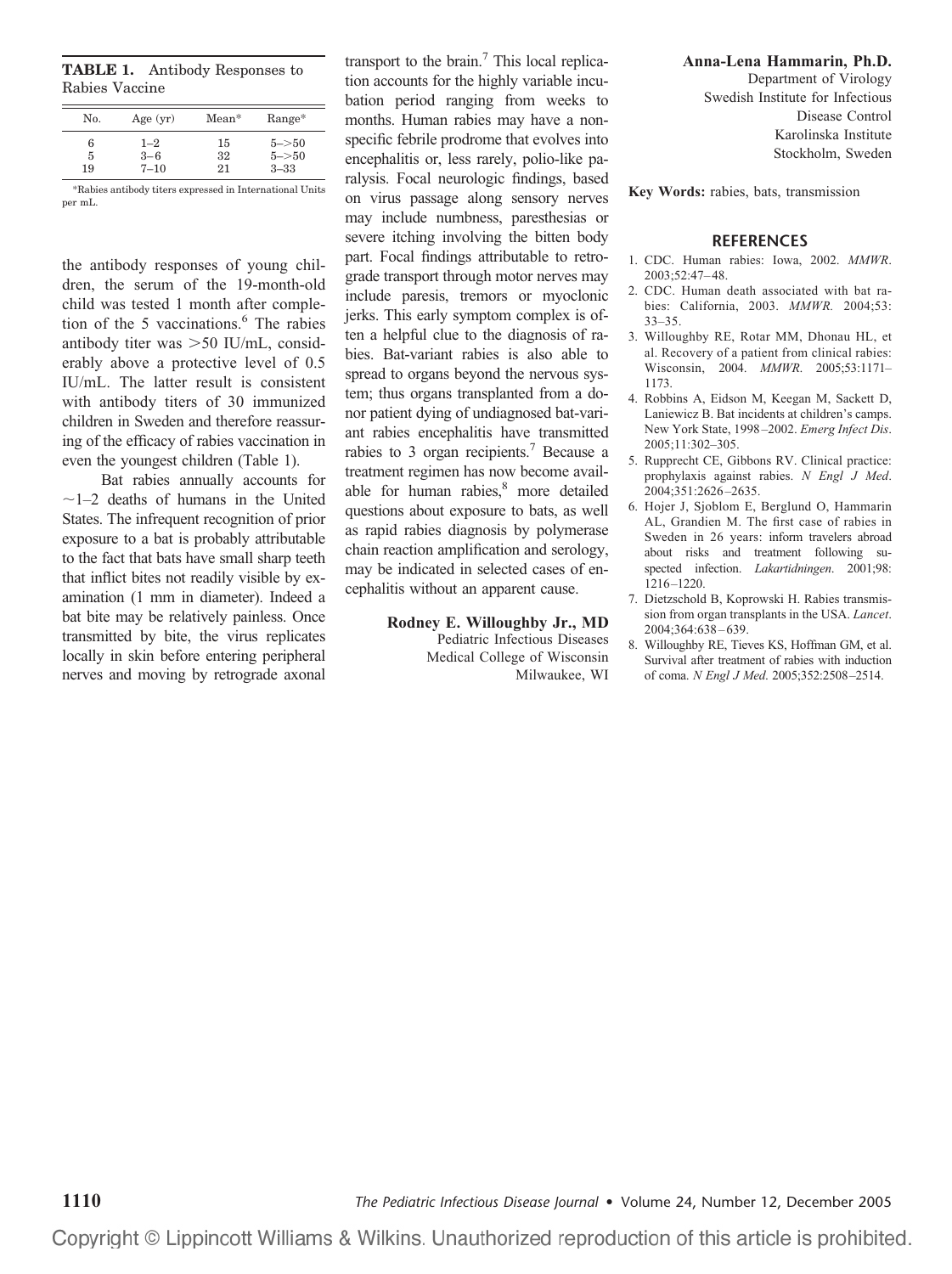**TABLE 1.** Antibody Responses to Rabies Vaccine

| No. | Age (yr) | Mean* | Range* |
|---|---|---|---|
| 6 | 1–2 | 15 | 5–>50 |
| 5 | 3–6 | 32 | 5–>50 |
| 19 | 7–10 | 21 | 3–33 |

*Rabies antibody titers expressed in International Units per mL.

the antibody responses of young children, the serum of the 19-month-old child was tested 1 month after completion of the 5 vaccinations.[6] The rabies antibody titer was >50 IU/mL, considerably above a protective level of 0.5 IU/mL. The latter result is consistent with antibody titers of 30 immunized children in Sweden and therefore reassuring of the efficacy of rabies vaccination in even the youngest children (Table 1).

Bat rabies annually accounts for ~1–2 deaths of humans in the United States. The infrequent recognition of prior exposure to a bat is probably attributable to the fact that bats have small sharp teeth that inflict bites not readily visible by examination (1 mm in diameter). Indeed a bat bite may be relatively painless. Once transmitted by bite, the virus replicates locally in skin before entering peripheral nerves and moving by retrograde axonal transport to the brain.[7] This local replication accounts for the highly variable incubation period ranging from weeks to months. Human rabies may have a nonspecific febrile prodrome that evolves into encephalitis or, less rarely, polio-like paralysis. Focal neurologic findings, based on virus passage along sensory nerves may include numbness, paresthesias or severe itching involving the bitten body part. Focal findings attributable to retrograde transport through motor nerves may include paresis, tremors or myoclonic jerks. This early symptom complex is often a helpful clue to the diagnosis of rabies. Bat-variant rabies is also able to spread to organs beyond the nervous system; thus organs transplanted from a donor patient dying of undiagnosed bat-variant rabies encephalitis have transmitted rabies to 3 organ recipients.[7] Because a treatment regimen has now become available for human rabies,[8] more detailed questions about exposure to bats, as well as rapid rabies diagnosis by polymerase chain reaction amplification and serology, may be indicated in selected cases of encephalitis without an apparent cause.

**Rodney E. Willoughby Jr., MD**
Pediatric Infectious Diseases
Medical College of Wisconsin
Milwaukee, WI

**Anna-Lena Hammarin, Ph.D.**
Department of Virology
Swedish Institute for Infectious Disease Control
Karolinska Institute
Stockholm, Sweden

**Key Words:** rabies, bats, transmission

## REFERENCES

1. CDC. Human rabies: Iowa, 2002. *MMWR*. 2003;52:47–48.
2. CDC. Human death associated with bat rabies: California, 2003. *MMWR.* 2004;53:33–35.
3. Willoughby RE, Rotar MM, Dhonau HL, et al. Recovery of a patient from clinical rabies: Wisconsin, 2004. *MMWR.* 2005;53:1171–1173.
4. Robbins A, Eidson M, Keegan M, Sackett D, Laniewicz B. Bat incidents at children's camps. New York State, 1998–2002. *Emerg Infect Dis*. 2005;11:302–305.
5. Rupprecht CE, Gibbons RV. Clinical practice: prophylaxis against rabies. *N Engl J Med*. 2004;351:2626–2635.
6. Hojer J, Sjoblom E, Berglund O, Hammarin AL, Grandien M. The first case of rabies in Sweden in 26 years: inform travelers abroad about risks and treatment following suspected infection. *Lakartidningen*. 2001;98:1216–1220.
7. Dietzschold B, Koprowski H. Rabies transmission from organ transplants in the USA. *Lancet*. 2004;364:638–639.
8. Willoughby RE, Tieves KS, Hoffman GM, et al. Survival after treatment of rabies with induction of coma. *N Engl J Med.* 2005;352:2508–2514.

Copyright © Lippincott Williams & Wilkins. Unauthorized reproduction of this article is prohibited.